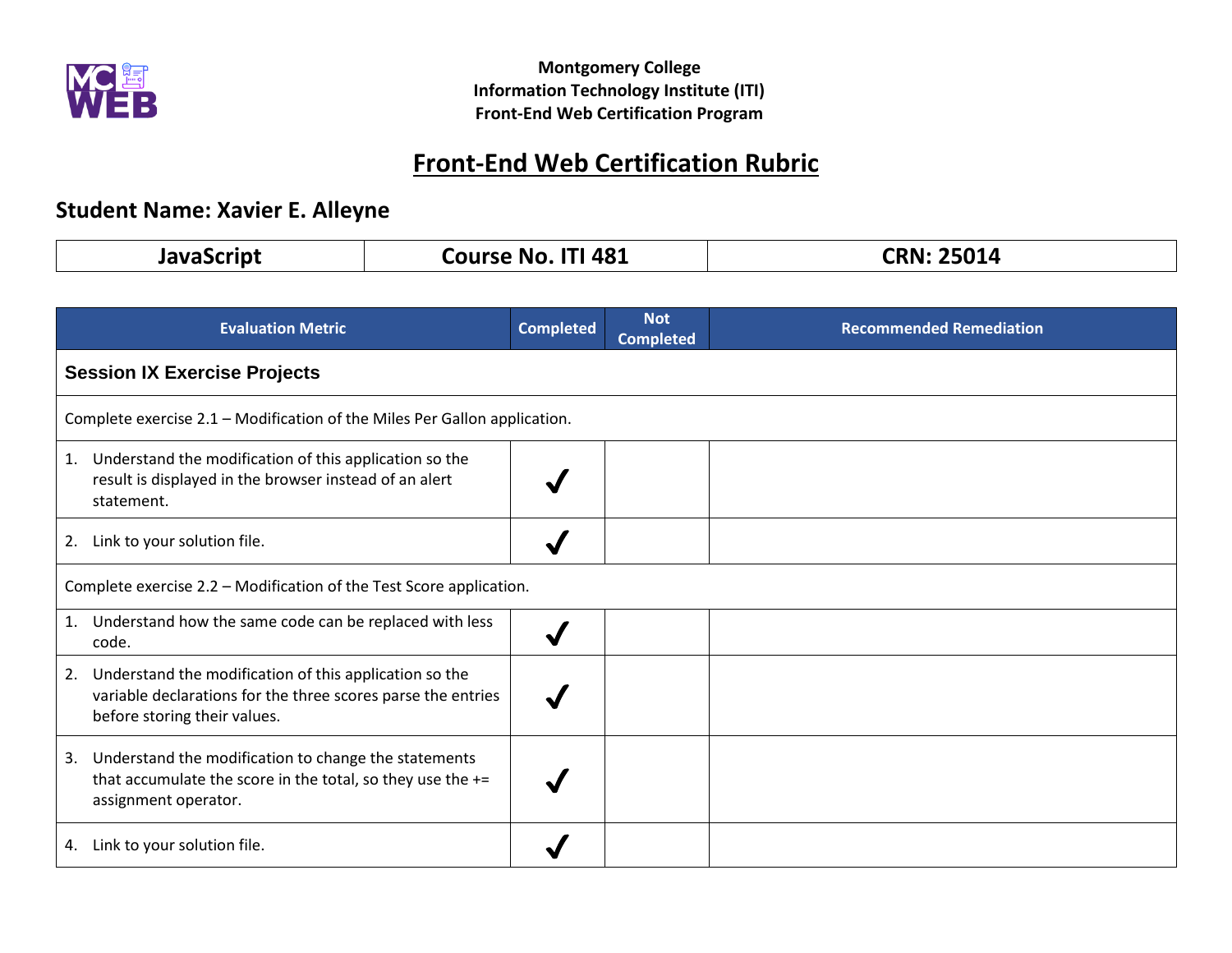**Montgomery College**
**Information Technology Institute (ITI)**
**Front-End Web Certification Program**

# Front-End Web Certification Rubric

## Student Name: Xavier E. Alleyne

| JavaScript | Course No. ITI 481 | CRN: 25014 |
|---|---|---|

| Evaluation Metric | Completed | Not Completed | Recommended Remediation |
|---|---|---|---|
| **Session IX Exercise Projects** | | | |
| Complete exercise 2.1 – Modification of the Miles Per Gallon application. | | | |
| 1. Understand the modification of this application so the result is displayed in the browser instead of an alert statement. | ✔ | | |
| 2. Link to your solution file. | ✔ | | |
| Complete exercise 2.2 – Modification of the Test Score application. | | | |
| 1. Understand how the same code can be replaced with less code. | ✔ | | |
| 2. Understand the modification of this application so the variable declarations for the three scores parse the entries before storing their values. | ✔ | | |
| 3. Understand the modification to change the statements that accumulate the score in the total, so they use the += assignment operator. | ✔ | | |
| 4. Link to your solution file. | ✔ | | |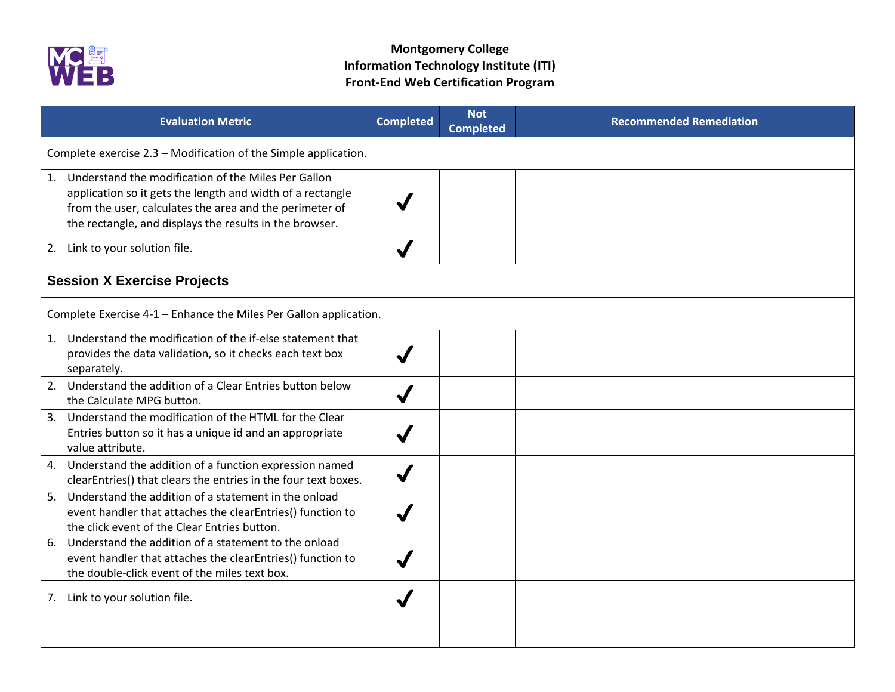**Montgomery College**
**Information Technology Institute (ITI)**
**Front-End Web Certification Program**

| Evaluation Metric | Completed | Not Completed | Recommended Remediation |
|---|---|---|---|
| Complete exercise 2.3 – Modification of the Simple application. | | | |
| 1. Understand the modification of the Miles Per Gallon application so it gets the length and width of a rectangle from the user, calculates the area and the perimeter of the rectangle, and displays the results in the browser. | ✓ | | |
| 2. Link to your solution file. | ✓ | | |
| **Session X Exercise Projects** | | | |
| Complete Exercise 4-1 – Enhance the Miles Per Gallon application. | | | |
| 1. Understand the modification of the if-else statement that provides the data validation, so it checks each text box separately. | ✓ | | |
| 2. Understand the addition of a Clear Entries button below the Calculate MPG button. | ✓ | | |
| 3. Understand the modification of the HTML for the Clear Entries button so it has a unique id and an appropriate value attribute. | ✓ | | |
| 4. Understand the addition of a function expression named clearEntries() that clears the entries in the four text boxes. | ✓ | | |
| 5. Understand the addition of a statement in the onload event handler that attaches the clearEntries() function to the click event of the Clear Entries button. | ✓ | | |
| 6. Understand the addition of a statement to the onload event handler that attaches the clearEntries() function to the double-click event of the miles text box. | ✓ | | |
| 7. Link to your solution file. | ✓ | | |
| | | | |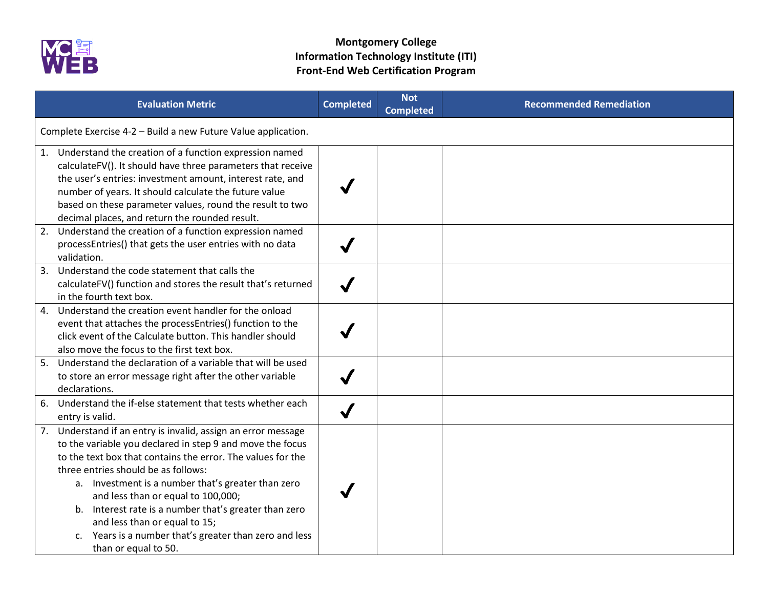**Montgomery College**
**Information Technology Institute (ITI)**
**Front-End Web Certification Program**

| Evaluation Metric | Completed | Not Completed | Recommended Remediation |
|---|---|---|---|
| Complete Exercise 4-2 – Build a new Future Value application. | | | |
| 1. Understand the creation of a function expression named calculateFV(). It should have three parameters that receive the user's entries: investment amount, interest rate, and number of years. It should calculate the future value based on these parameter values, round the result to two decimal places, and return the rounded result. | ✔ | | |
| 2. Understand the creation of a function expression named processEntries() that gets the user entries with no data validation. | ✔ | | |
| 3. Understand the code statement that calls the calculateFV() function and stores the result that's returned in the fourth text box. | ✔ | | |
| 4. Understand the creation event handler for the onload event that attaches the processEntries() function to the click event of the Calculate button. This handler should also move the focus to the first text box. | ✔ | | |
| 5. Understand the declaration of a variable that will be used to store an error message right after the other variable declarations. | ✔ | | |
| 6. Understand the if-else statement that tests whether each entry is valid. | ✔ | | |
| 7. Understand if an entry is invalid, assign an error message to the variable you declared in step 9 and move the focus to the text box that contains the error. The values for the three entries should be as follows:<br>a. Investment is a number that's greater than zero and less than or equal to 100,000;<br>b. Interest rate is a number that's greater than zero and less than or equal to 15;<br>c. Years is a number that's greater than zero and less than or equal to 50. | ✔ | | |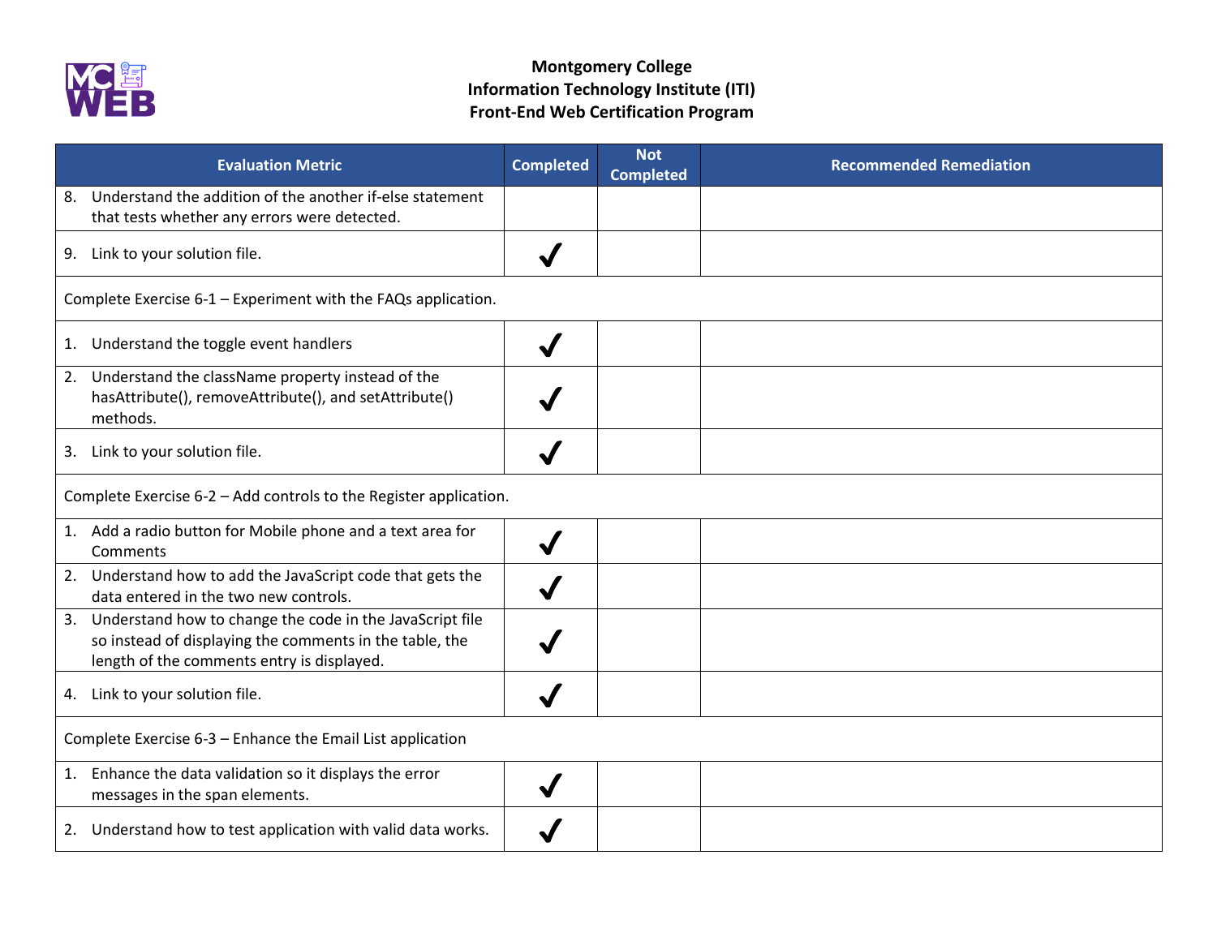**Montgomery College**
**Information Technology Institute (ITI)**
**Front-End Web Certification Program**

| Evaluation Metric | Completed | Not Completed | Recommended Remediation |
|---|---|---|---|
| 8. Understand the addition of the another if-else statement that tests whether any errors were detected. | | | |
| 9. Link to your solution file. | ✔ | | |
| Complete Exercise 6-1 – Experiment with the FAQs application. | | | |
| 1. Understand the toggle event handlers | ✔ | | |
| 2. Understand the className property instead of the hasAttribute(), removeAttribute(), and setAttribute() methods. | ✔ | | |
| 3. Link to your solution file. | ✔ | | |
| Complete Exercise 6-2 – Add controls to the Register application. | | | |
| 1. Add a radio button for Mobile phone and a text area for Comments | ✔ | | |
| 2. Understand how to add the JavaScript code that gets the data entered in the two new controls. | ✔ | | |
| 3. Understand how to change the code in the JavaScript file so instead of displaying the comments in the table, the length of the comments entry is displayed. | ✔ | | |
| 4. Link to your solution file. | ✔ | | |
| Complete Exercise 6-3 – Enhance the Email List application | | | |
| 1. Enhance the data validation so it displays the error messages in the span elements. | ✔ | | |
| 2. Understand how to test application with valid data works. | ✔ | | |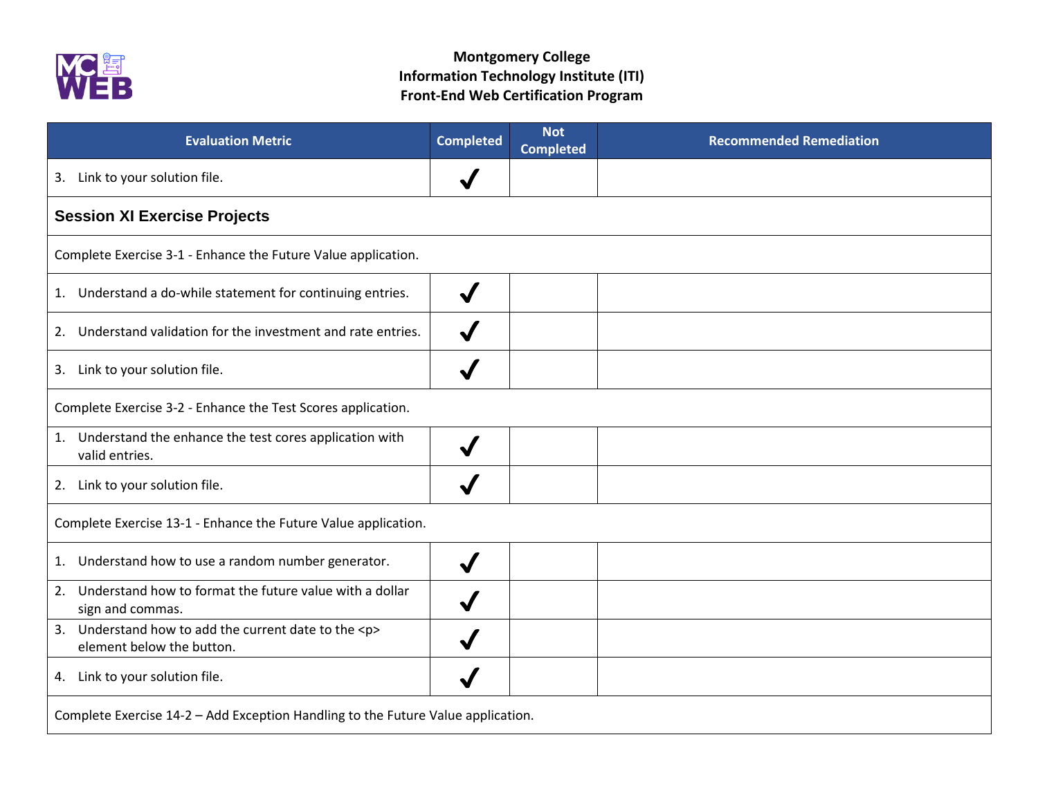**Montgomery College**
**Information Technology Institute (ITI)**
**Front-End Web Certification Program**

| Evaluation Metric | Completed | Not Completed | Recommended Remediation |
|---|---|---|---|
| 3. Link to your solution file. | ✓ | | |
| **Session XI Exercise Projects** | | | |
| Complete Exercise 3-1 - Enhance the Future Value application. | | | |
| 1. Understand a do-while statement for continuing entries. | ✓ | | |
| 2. Understand validation for the investment and rate entries. | ✓ | | |
| 3. Link to your solution file. | ✓ | | |
| Complete Exercise 3-2 - Enhance the Test Scores application. | | | |
| 1. Understand the enhance the test cores application with valid entries. | ✓ | | |
| 2. Link to your solution file. | ✓ | | |
| Complete Exercise 13-1 - Enhance the Future Value application. | | | |
| 1. Understand how to use a random number generator. | ✓ | | |
| 2. Understand how to format the future value with a dollar sign and commas. | ✓ | | |
| 3. Understand how to add the current date to the <p> element below the button. | ✓ | | |
| 4. Link to your solution file. | ✓ | | |
| Complete Exercise 14-2 – Add Exception Handling to the Future Value application. | | | |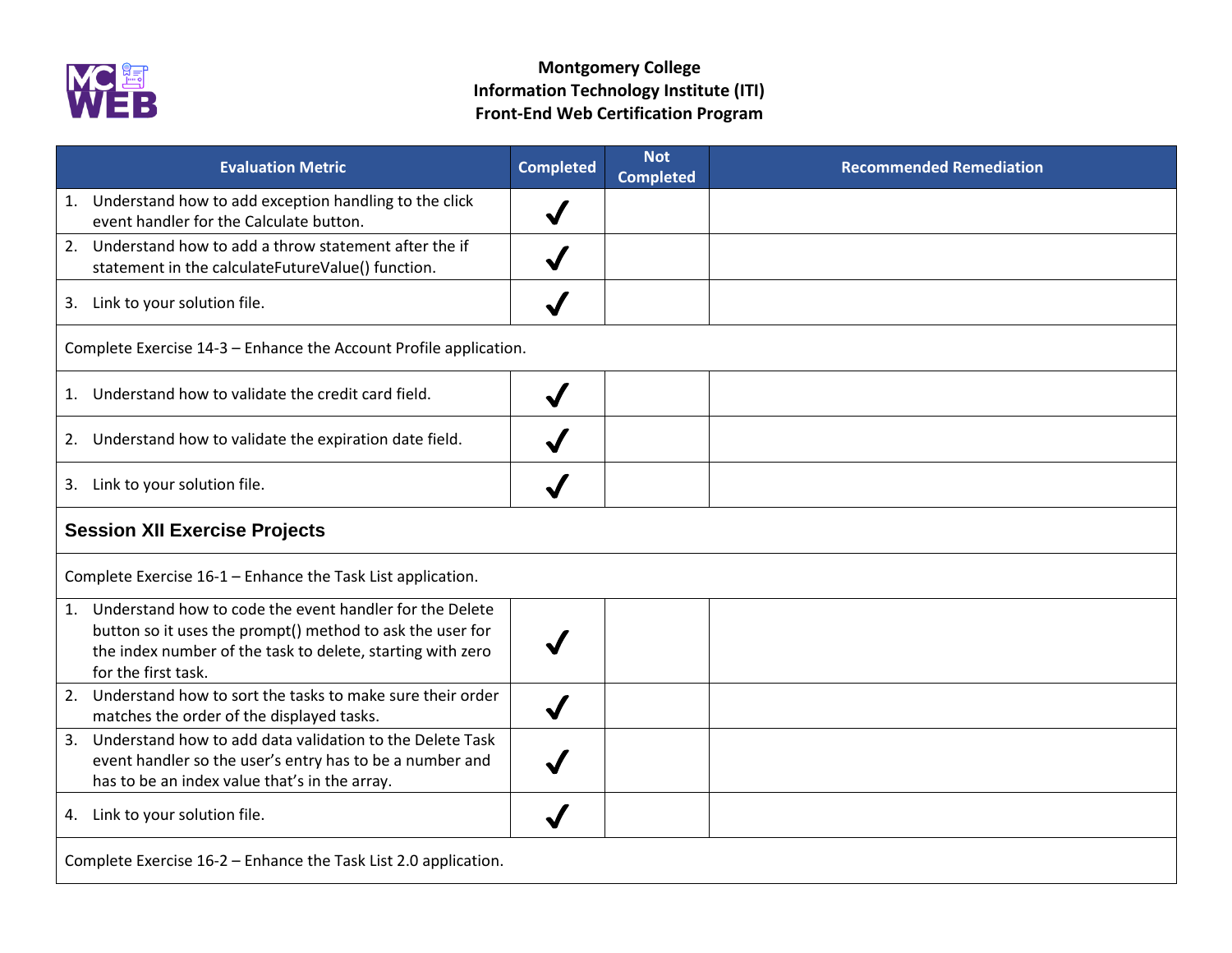**Montgomery College**
**Information Technology Institute (ITI)**
**Front-End Web Certification Program**

| Evaluation Metric | Completed | Not Completed | Recommended Remediation |
|---|---|---|---|
| 1. Understand how to add exception handling to the click event handler for the Calculate button. | ✓ | | |
| 2. Understand how to add a throw statement after the if statement in the calculateFutureValue() function. | ✓ | | |
| 3. Link to your solution file. | ✓ | | |
| Complete Exercise 14-3 – Enhance the Account Profile application. | | | |
| 1. Understand how to validate the credit card field. | ✓ | | |
| 2. Understand how to validate the expiration date field. | ✓ | | |
| 3. Link to your solution file. | ✓ | | |
| **Session XII Exercise Projects** | | | |
| Complete Exercise 16-1 – Enhance the Task List application. | | | |
| 1. Understand how to code the event handler for the Delete button so it uses the prompt() method to ask the user for the index number of the task to delete, starting with zero for the first task. | ✓ | | |
| 2. Understand how to sort the tasks to make sure their order matches the order of the displayed tasks. | ✓ | | |
| 3. Understand how to add data validation to the Delete Task event handler so the user's entry has to be a number and has to be an index value that's in the array. | ✓ | | |
| 4. Link to your solution file. | ✓ | | |
| Complete Exercise 16-2 – Enhance the Task List 2.0 application. | | | |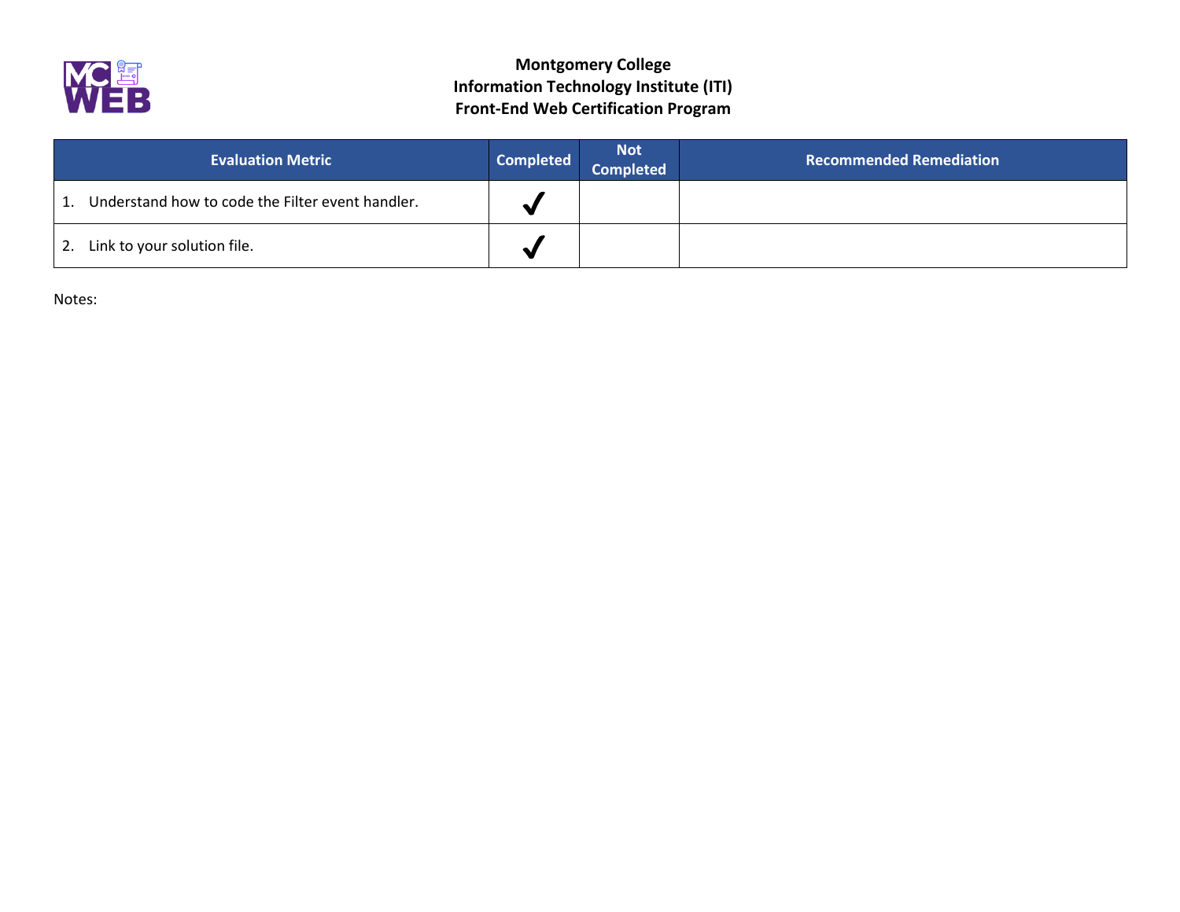**Montgomery College**
**Information Technology Institute (ITI)**
**Front-End Web Certification Program**

| Evaluation Metric | Completed | Not Completed | Recommended Remediation |
|---|---|---|---|
| 1. Understand how to code the Filter event handler. | ✔ | | |
| 2. Link to your solution file. | ✔ | | |

Notes: